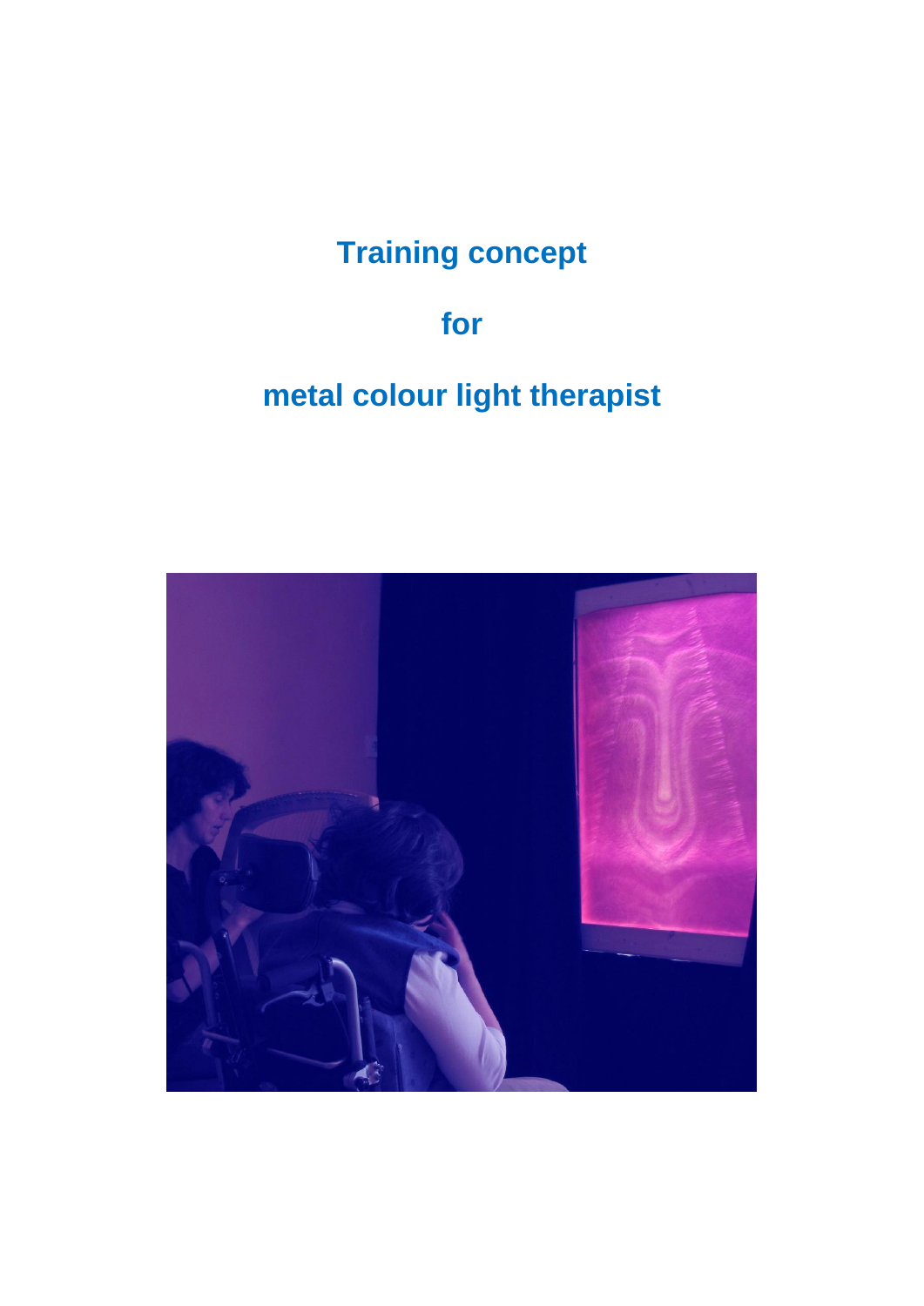# Training concept

# for

# metal colour light therapist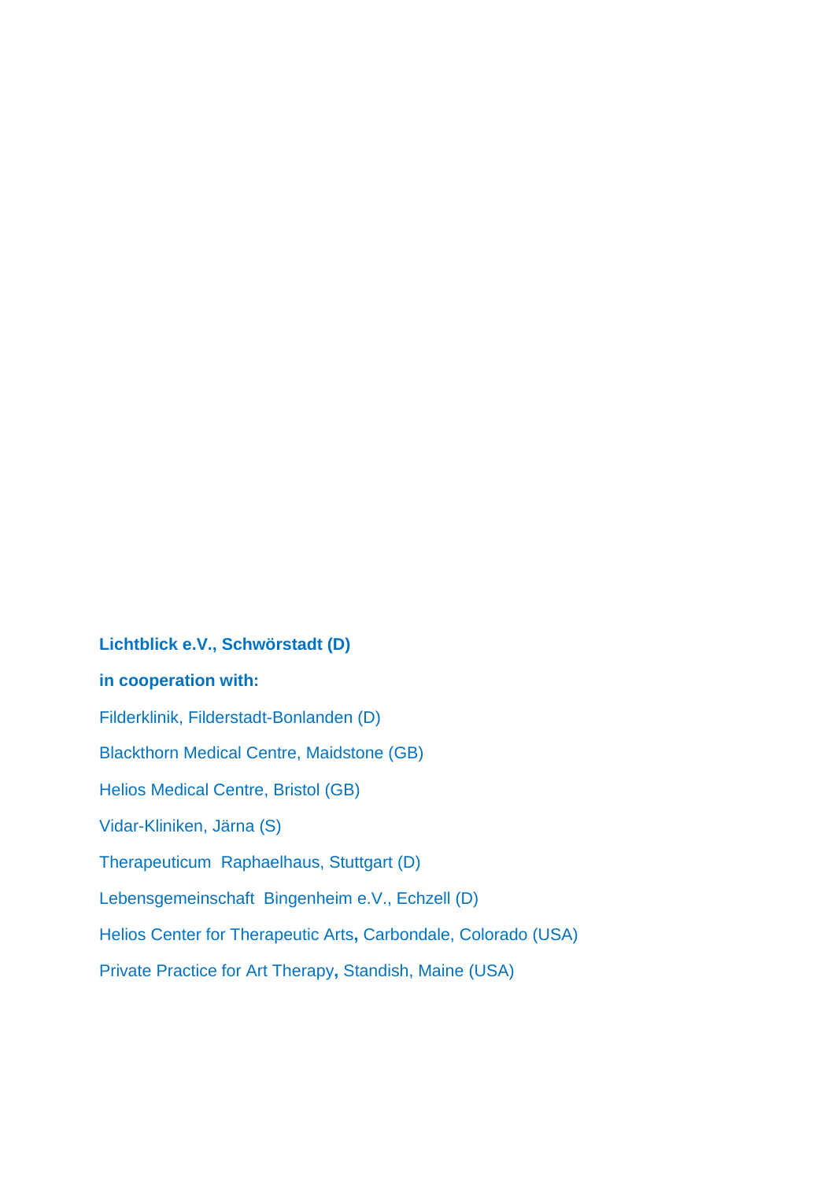**Lichtblick e.V., Schwörstadt (D)**

**in cooperation with:**

Filderklinik, Filderstadt-Bonlanden (D)

Blackthorn Medical Centre, Maidstone (GB)

Helios Medical Centre, Bristol (GB)

Vidar-Kliniken, Järna (S)

Therapeuticum Raphaelhaus, Stuttgart (D)

Lebensgemeinschaft Bingenheim e.V., Echzell (D)

Helios Center for Therapeutic Arts**,** Carbondale, Colorado (USA)

Private Practice for Art Therapy**,** Standish, Maine (USA)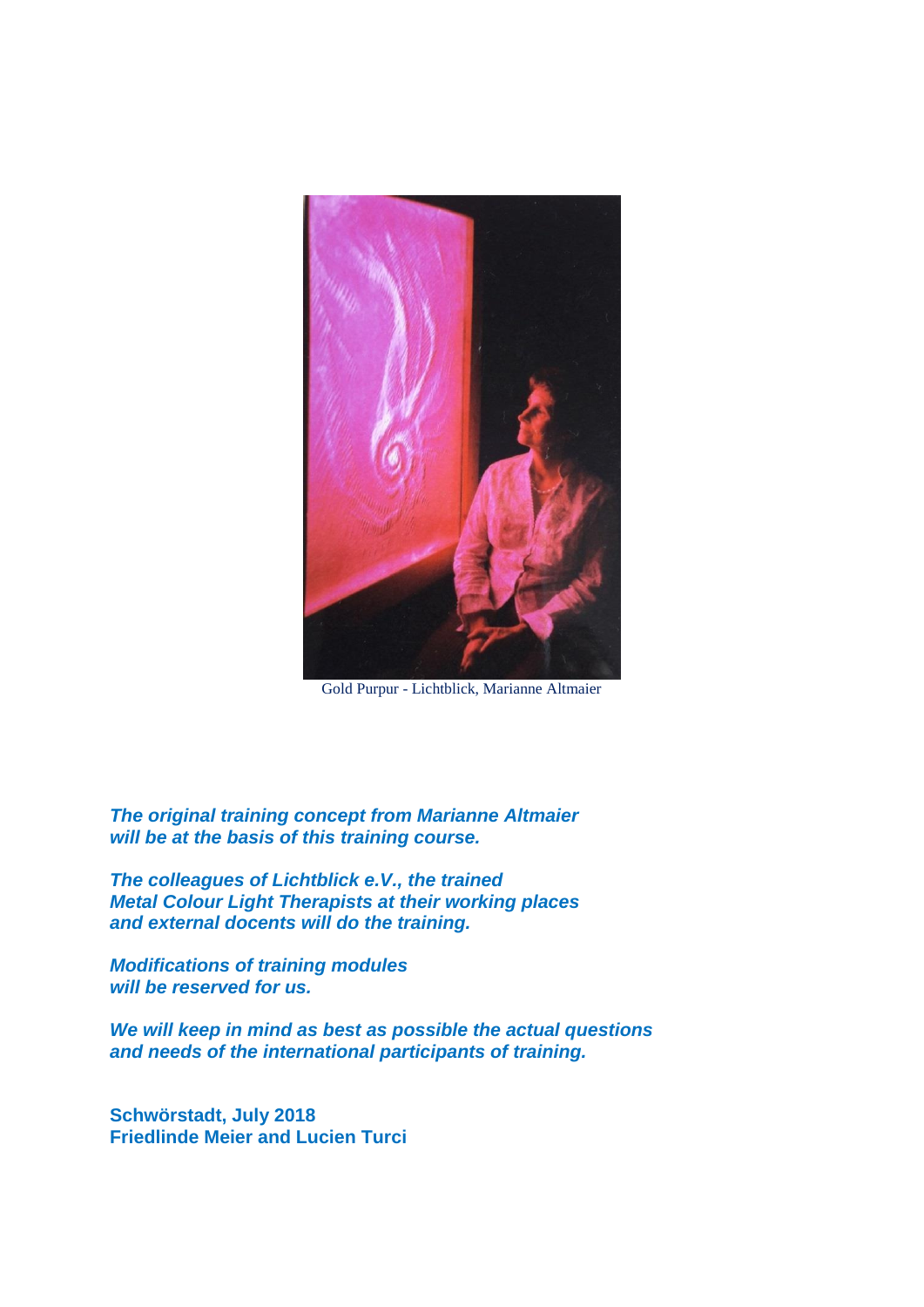Gold Purpur - Lichtblick, Marianne Altmaier

***The original training concept from Marianne Altmaier will be at the basis of this training course.***

***The colleagues of Lichtblick e.V., the trained Metal Colour Light Therapists at their working places and external docents will do the training.***

***Modifications of training modules will be reserved for us.***

***We will keep in mind as best as possible the actual questions and needs of the international participants of training.***

**Schwörstadt, July 2018**
**Friedlinde Meier and Lucien Turci**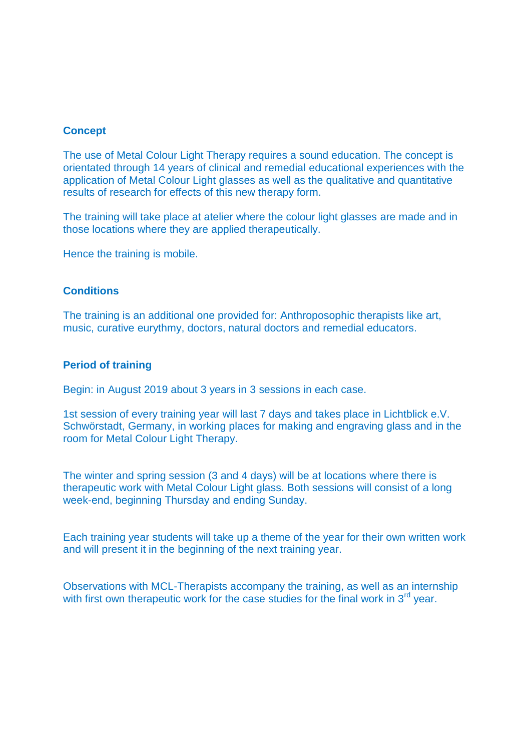## Concept

The use of Metal Colour Light Therapy requires a sound education. The concept is orientated through 14 years of clinical and remedial educational experiences with the application of Metal Colour Light glasses as well as the qualitative and quantitative results of research for effects of this new therapy form.

The training will take place at atelier where the colour light glasses are made and in those locations where they are applied therapeutically.

Hence the training is mobile.

## Conditions

The training is an additional one provided for: Anthroposophic therapists like art, music, curative eurythmy, doctors, natural doctors and remedial educators.

## Period of training

Begin: in August 2019 about 3 years in 3 sessions in each case.

1st session of every training year will last 7 days and takes place in Lichtblick e.V. Schwörstadt, Germany, in working places for making and engraving glass and in the room for Metal Colour Light Therapy.

The winter and spring session (3 and 4 days) will be at locations where there is therapeutic work with Metal Colour Light glass. Both sessions will consist of a long week-end, beginning Thursday and ending Sunday.

Each training year students will take up a theme of the year for their own written work and will present it in the beginning of the next training year.

Observations with MCL-Therapists accompany the training, as well as an internship with first own therapeutic work for the case studies for the final work in 3rd year.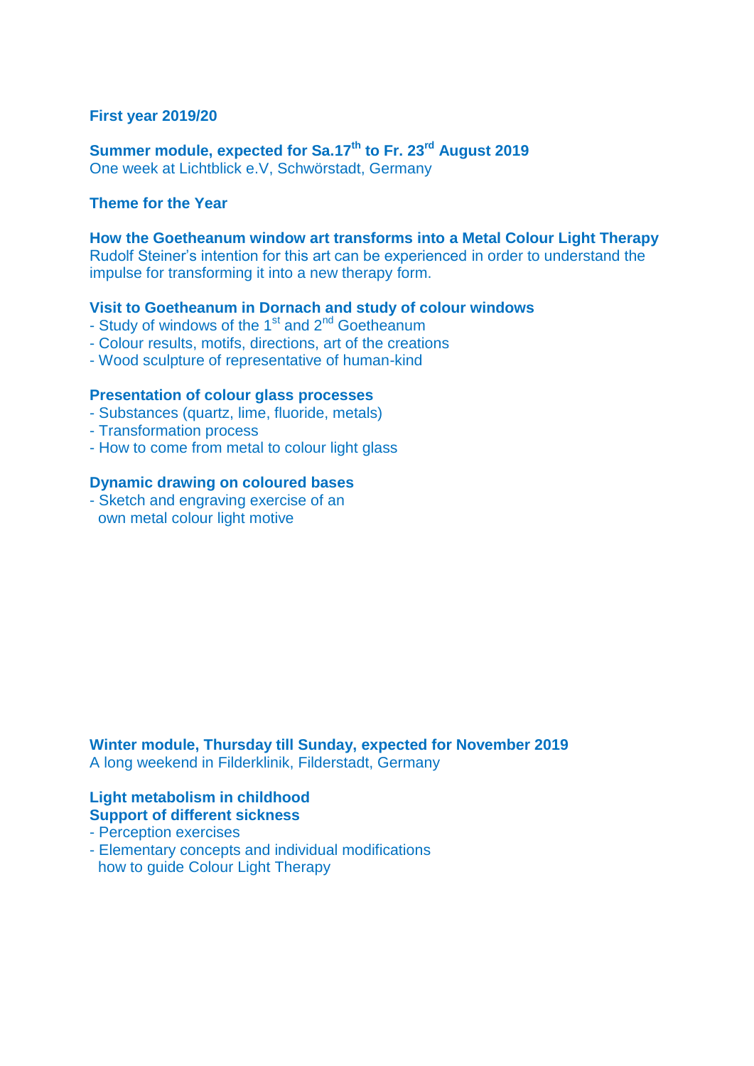**First year 2019/20**

**Summer module, expected for Sa.17th to Fr. 23rd August 2019**
One week at Lichtblick e.V, Schwörstadt, Germany

**Theme for the Year**

**How the Goetheanum window art transforms into a Metal Colour Light Therapy**
Rudolf Steiner's intention for this art can be experienced in order to understand the impulse for transforming it into a new therapy form.

**Visit to Goetheanum in Dornach and study of colour windows**
- Study of windows of the 1st and 2nd Goetheanum
- Colour results, motifs, directions, art of the creations
- Wood sculpture of representative of human-kind

**Presentation of colour glass processes**
- Substances (quartz, lime, fluoride, metals)
- Transformation process
- How to come from metal to colour light glass

**Dynamic drawing on coloured bases**
- Sketch and engraving exercise of an own metal colour light motive

**Winter module, Thursday till Sunday, expected for November 2019**
A long weekend in Filderklinik, Filderstadt, Germany

**Light metabolism in childhood**
**Support of different sickness**
- Perception exercises
- Elementary concepts and individual modifications how to guide Colour Light Therapy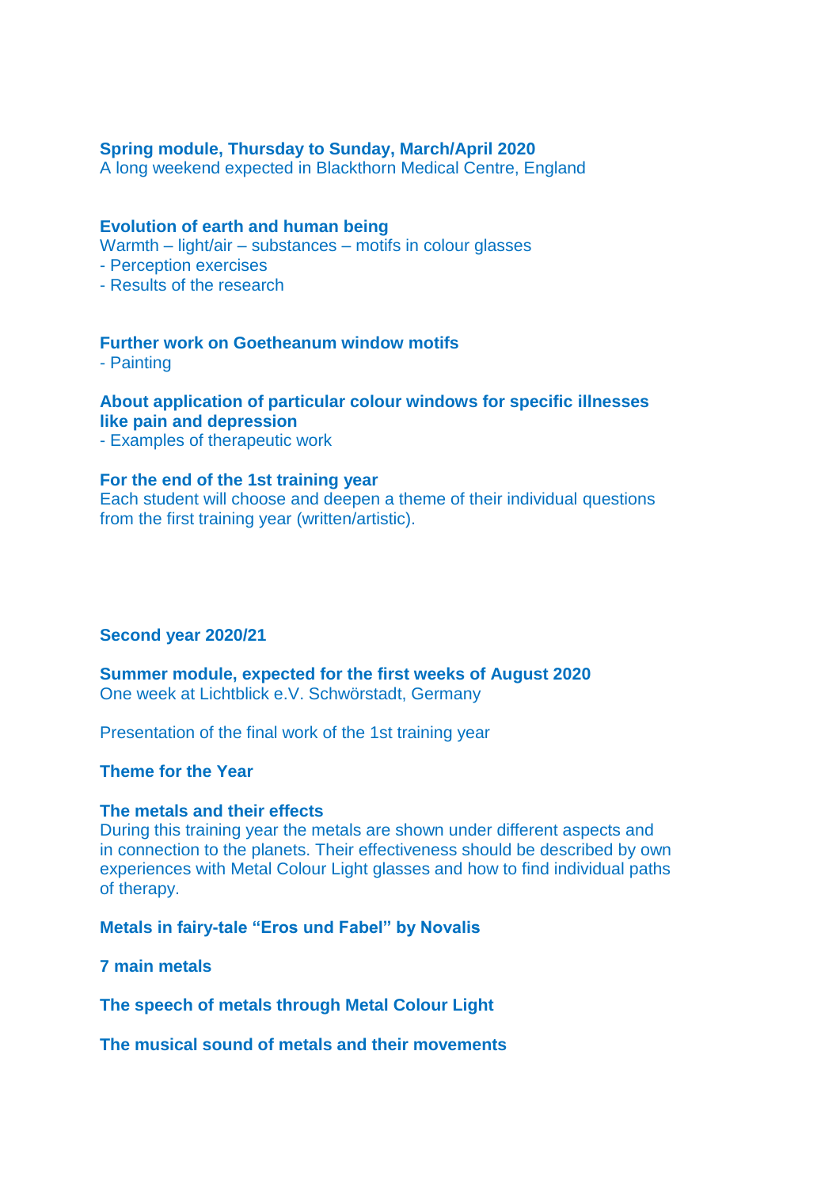**Spring module, Thursday to Sunday, March/April 2020**
A long weekend expected in Blackthorn Medical Centre, England

**Evolution of earth and human being**
Warmth – light/air – substances – motifs in colour glasses
- Perception exercises
- Results of the research

**Further work on Goetheanum window motifs**
- Painting

**About application of particular colour windows for specific illnesses like pain and depression**
- Examples of therapeutic work

**For the end of the 1st training year**
Each student will choose and deepen a theme of their individual questions from the first training year (written/artistic).

## Second year 2020/21

**Summer module, expected for the first weeks of August 2020**
One week at Lichtblick e.V. Schwörstadt, Germany

Presentation of the final work of the 1st training year

**Theme for the Year**

**The metals and their effects**
During this training year the metals are shown under different aspects and in connection to the planets. Their effectiveness should be described by own experiences with Metal Colour Light glasses and how to find individual paths of therapy.

**Metals in fairy-tale "Eros und Fabel" by Novalis**

**7 main metals**

**The speech of metals through Metal Colour Light**

**The musical sound of metals and their movements**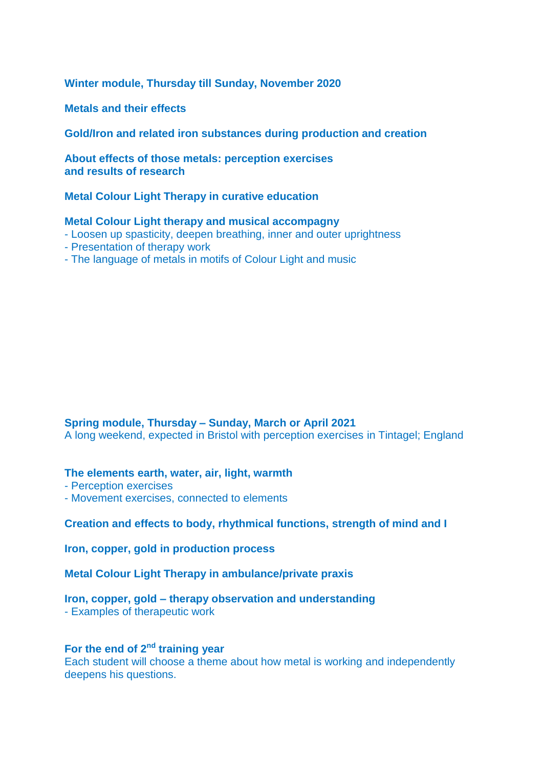**Winter module, Thursday till Sunday, November 2020**

**Metals and their effects**

**Gold/Iron and related iron substances during production and creation**

**About effects of those metals: perception exercises and results of research**

**Metal Colour Light Therapy in curative education**

**Metal Colour Light therapy and musical accompagny**
- Loosen up spasticity, deepen breathing, inner and outer uprightness
- Presentation of therapy work
- The language of metals in motifs of Colour Light and music

**Spring module, Thursday – Sunday, March or April 2021**
A long weekend, expected in Bristol with perception exercises in Tintagel; England

**The elements earth, water, air, light, warmth**
- Perception exercises
- Movement exercises, connected to elements

**Creation and effects to body, rhythmical functions, strength of mind and I**

**Iron, copper, gold in production process**

**Metal Colour Light Therapy in ambulance/private praxis**

**Iron, copper, gold – therapy observation and understanding**
- Examples of therapeutic work

**For the end of 2nd training year**
Each student will choose a theme about how metal is working and independently deepens his questions.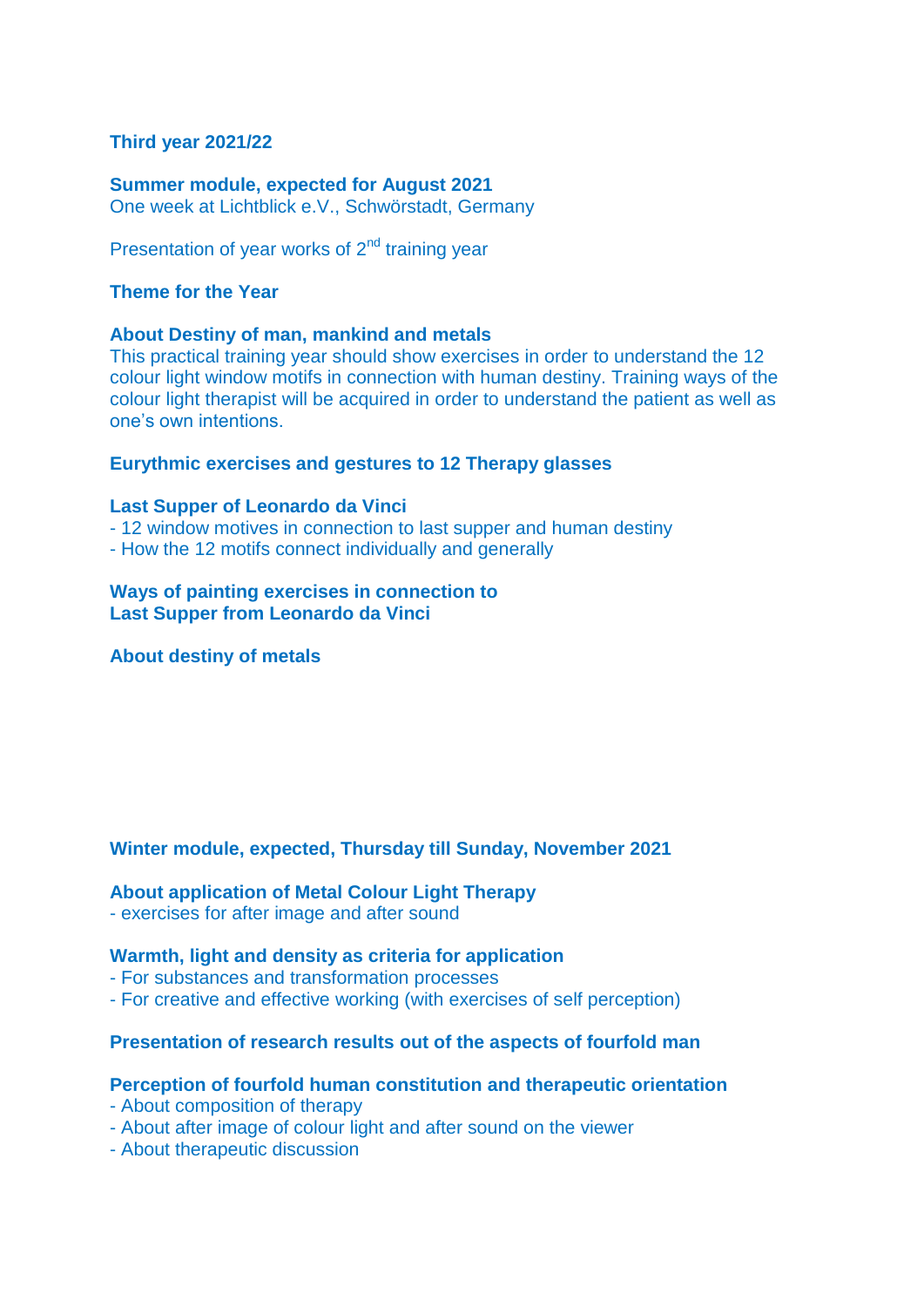## Third year 2021/22

### Summer module, expected for August 2021

One week at Lichtblick e.V., Schwörstadt, Germany

Presentation of year works of 2nd training year

### Theme for the Year

### About Destiny of man, mankind and metals

This practical training year should show exercises in order to understand the 12 colour light window motifs in connection with human destiny. Training ways of the colour light therapist will be acquired in order to understand the patient as well as one's own intentions.

### Eurythmic exercises and gestures to 12 Therapy glasses

### Last Supper of Leonardo da Vinci

- 12 window motives in connection to last supper and human destiny
- How the 12 motifs connect individually and generally

### Ways of painting exercises in connection to Last Supper from Leonardo da Vinci

### About destiny of metals

### Winter module, expected, Thursday till Sunday, November 2021

### About application of Metal Colour Light Therapy

- exercises for after image and after sound

### Warmth, light and density as criteria for application

- For substances and transformation processes
- For creative and effective working (with exercises of self perception)

### Presentation of research results out of the aspects of fourfold man

### Perception of fourfold human constitution and therapeutic orientation

- About composition of therapy
- About after image of colour light and after sound on the viewer
- About therapeutic discussion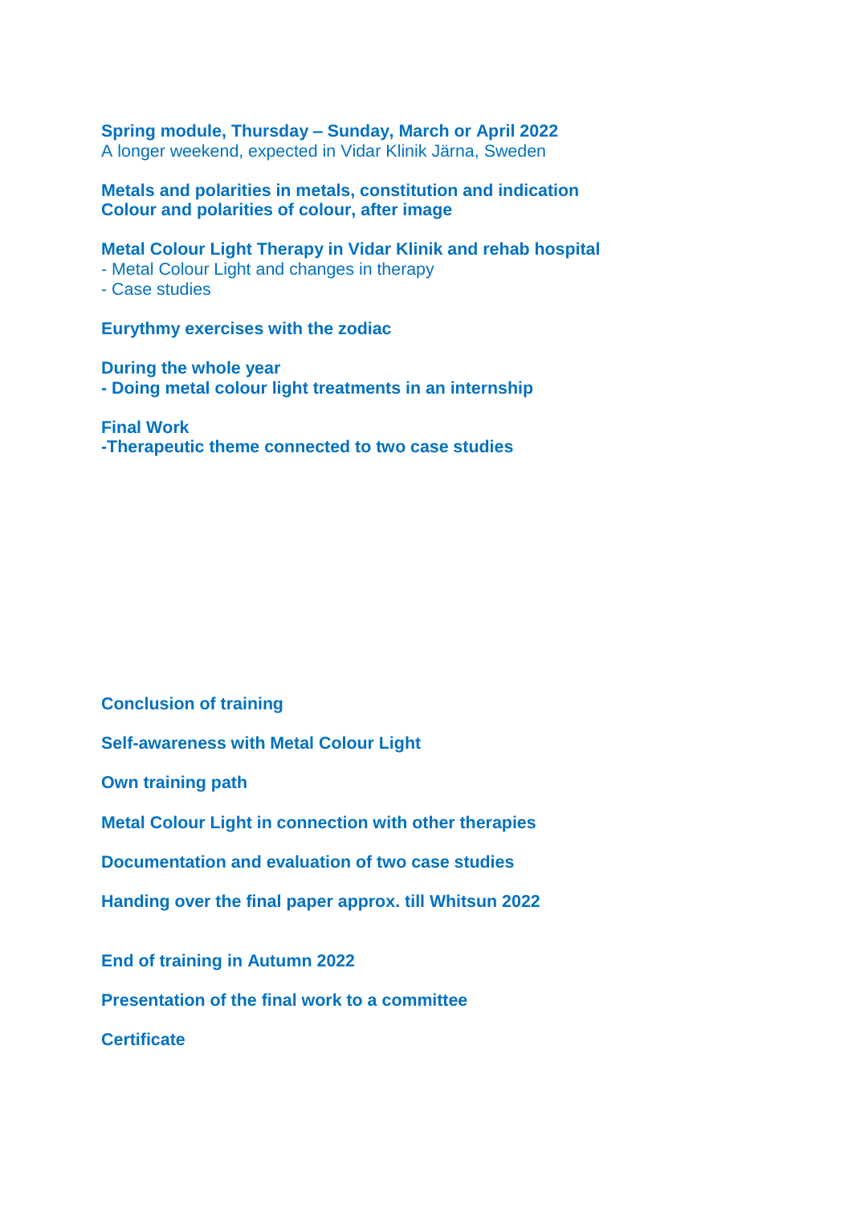**Spring module, Thursday – Sunday, March or April 2022**
A longer weekend, expected in Vidar Klinik Järna, Sweden

**Metals and polarities in metals, constitution and indication**
**Colour and polarities of colour, after image**

**Metal Colour Light Therapy in Vidar Klinik and rehab hospital**
- Metal Colour Light and changes in therapy
- Case studies

**Eurythmy exercises with the zodiac**

**During the whole year**
**- Doing metal colour light treatments in an internship**

**Final Work**
**-Therapeutic theme connected to two case studies**

**Conclusion of training**

**Self-awareness with Metal Colour Light**

**Own training path**

**Metal Colour Light in connection with other therapies**

**Documentation and evaluation of two case studies**

**Handing over the final paper approx. till Whitsun 2022**

**End of training in Autumn 2022**

**Presentation of the final work to a committee**

**Certificate**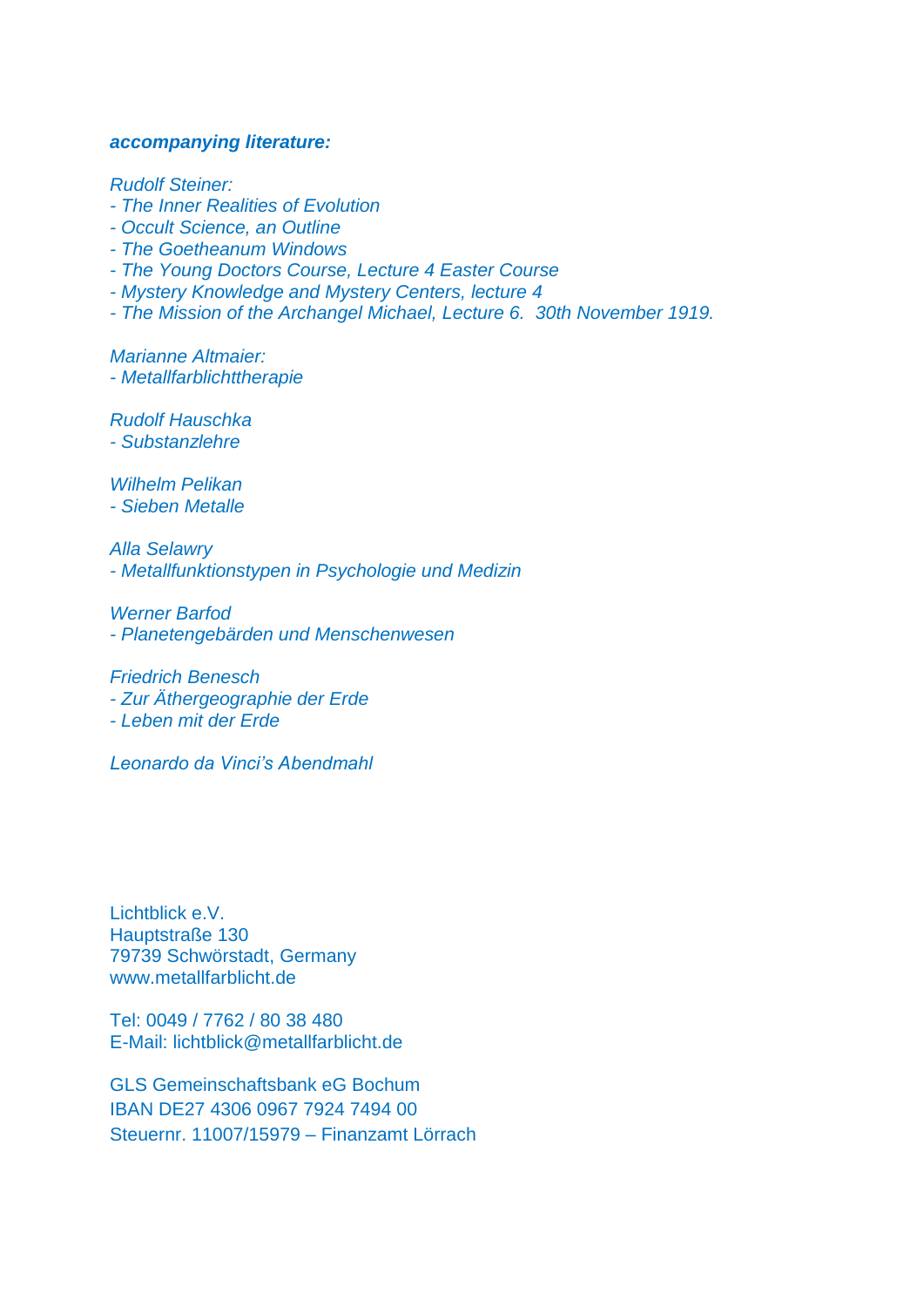***accompanying literature:***

*Rudolf Steiner:*
*- The Inner Realities of Evolution*
*- Occult Science, an Outline*
*- The Goetheanum Windows*
*- The Young Doctors Course, Lecture 4 Easter Course*
*- Mystery Knowledge and Mystery Centers, lecture 4*
*- The Mission of the Archangel Michael, Lecture 6. 30th November 1919.*

*Marianne Altmaier:*
*- Metallfarblichttherapie*

*Rudolf Hauschka*
*- Substanzlehre*

*Wilhelm Pelikan*
*- Sieben Metalle*

*Alla Selawry*
*- Metallfunktionstypen in Psychologie und Medizin*

*Werner Barfod*
*- Planetengebärden und Menschenwesen*

*Friedrich Benesch*
*- Zur Äthergeographie der Erde*
*- Leben mit der Erde*

*Leonardo da Vinci's Abendmahl*

Lichtblick e.V.
Hauptstraße 130
79739 Schwörstadt, Germany
www.metallfarblicht.de

Tel: 0049 / 7762 / 80 38 480
E-Mail: lichtblick@metallfarblicht.de

GLS Gemeinschaftsbank eG Bochum
IBAN DE27 4306 0967 7924 7494 00
Steuernr. 11007/15979 – Finanzamt Lörrach